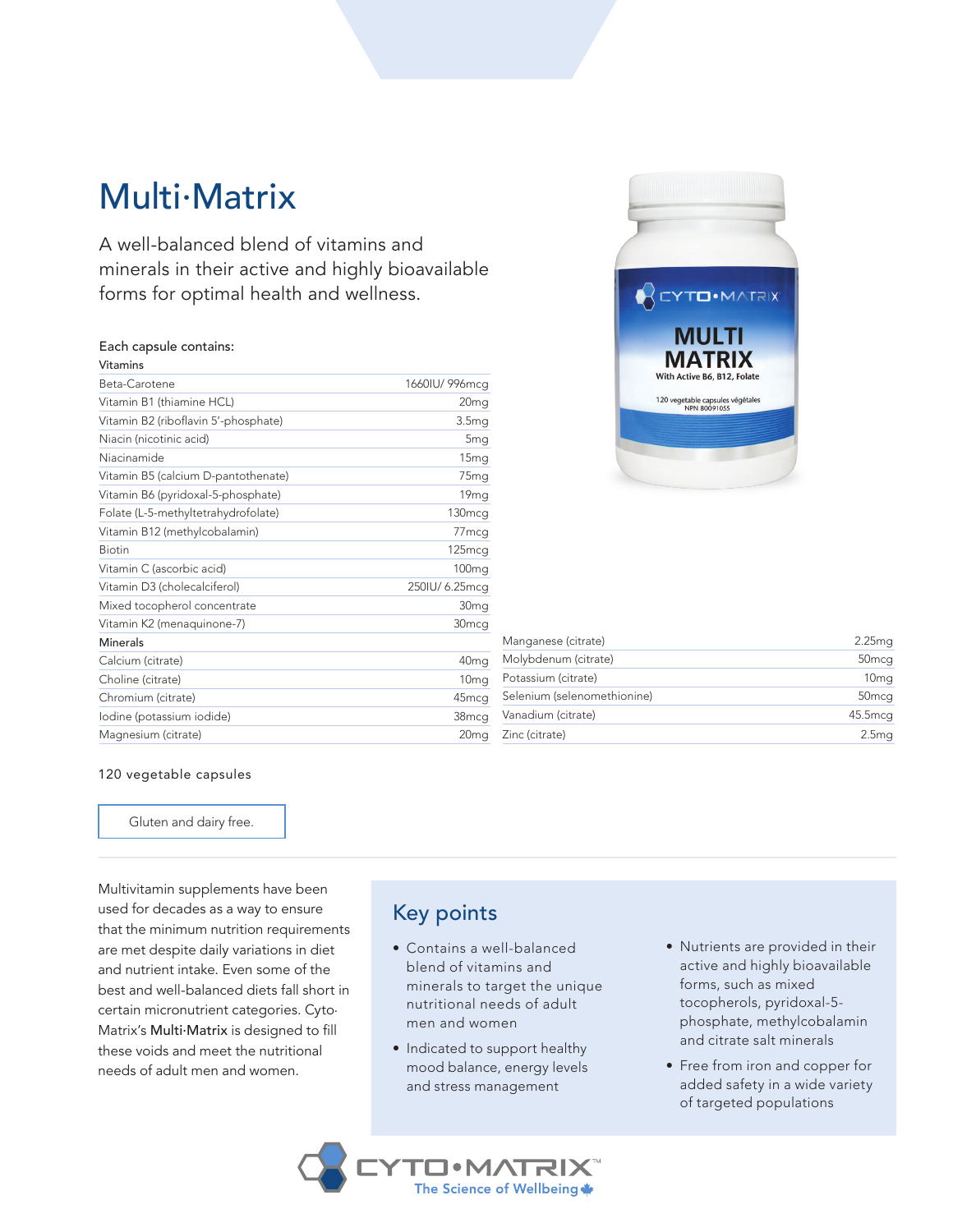# Multi·Matrix

A well-balanced blend of vitamins and minerals in their active and highly bioavailable forms for optimal health and wellness.

**Each capsule contains:**

| Vitamins | |
|---|---|
| Beta-Carotene | 1660IU/ 996mcg |
| Vitamin B1 (thiamine HCL) | 20mg |
| Vitamin B2 (riboflavin 5'-phosphate) | 3.5mg |
| Niacin (nicotinic acid) | 5mg |
| Niacinamide | 15mg |
| Vitamin B5 (calcium D-pantothenate) | 75mg |
| Vitamin B6 (pyridoxal-5-phosphate) | 19mg |
| Folate (L-5-methyltetrahydrofolate) | 130mcg |
| Vitamin B12 (methylcobalamin) | 77mcg |
| Biotin | 125mcg |
| Vitamin C (ascorbic acid) | 100mg |
| Vitamin D3 (cholecalciferol) | 250IU/ 6.25mcg |
| Mixed tocopherol concentrate | 30mg |
| Vitamin K2 (menaquinone-7) | 30mcg |

| Minerals | |
|---|---|
| Calcium (citrate) | 40mg |
| Choline (citrate) | 10mg |
| Chromium (citrate) | 45mcg |
| Iodine (potassium iodide) | 38mcg |
| Magnesium (citrate) | 20mg |
| Manganese (citrate) | 2.25mg |
| Molybdenum (citrate) | 50mcg |
| Potassium (citrate) | 10mg |
| Selenium (selenomethionine) | 50mcg |
| Vanadium (citrate) | 45.5mcg |
| Zinc (citrate) | 2.5mg |

120 vegetable capsules

Gluten and dairy free.

Multivitamin supplements have been used for decades as a way to ensure that the minimum nutrition requirements are met despite daily variations in diet and nutrient intake. Even some of the best and well-balanced diets fall short in certain micronutrient categories. Cyto·Matrix's **Multi·Matrix** is designed to fill these voids and meet the nutritional needs of adult men and women.

## Key points

- Contains a well-balanced blend of vitamins and minerals to target the unique nutritional needs of adult men and women
- Indicated to support healthy mood balance, energy levels and stress management
- Nutrients are provided in their active and highly bioavailable forms, such as mixed tocopherols, pyridoxal-5-phosphate, methylcobalamin and citrate salt minerals
- Free from iron and copper for added safety in a wide variety of targeted populations

CYTO·MATRIX™
The Science of Wellbeing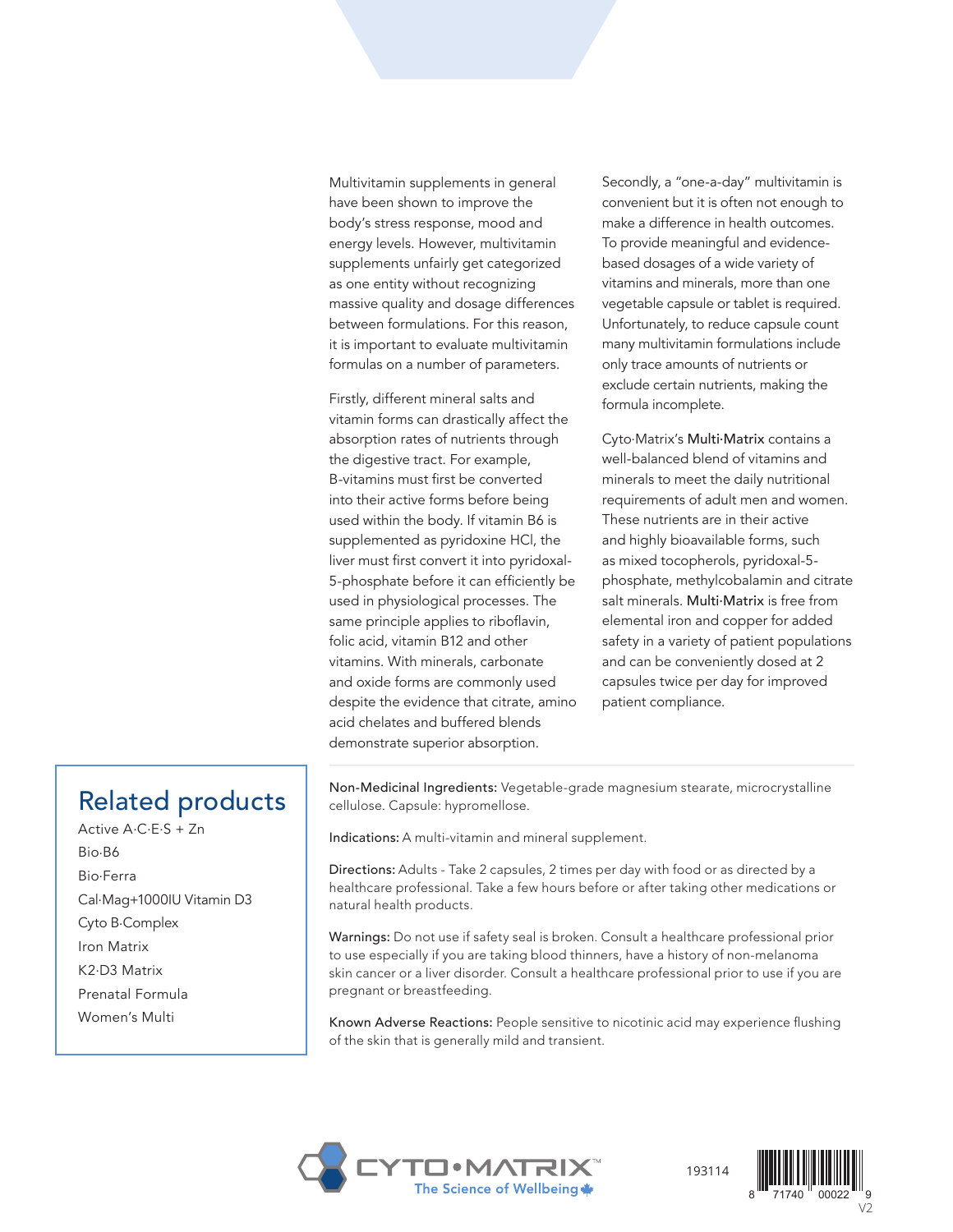Multivitamin supplements in general have been shown to improve the body's stress response, mood and energy levels. However, multivitamin supplements unfairly get categorized as one entity without recognizing massive quality and dosage differences between formulations. For this reason, it is important to evaluate multivitamin formulas on a number of parameters.

Firstly, different mineral salts and vitamin forms can drastically affect the absorption rates of nutrients through the digestive tract. For example, B-vitamins must first be converted into their active forms before being used within the body. If vitamin B6 is supplemented as pyridoxine HCl, the liver must first convert it into pyridoxal-5-phosphate before it can efficiently be used in physiological processes. The same principle applies to riboflavin, folic acid, vitamin B12 and other vitamins. With minerals, carbonate and oxide forms are commonly used despite the evidence that citrate, amino acid chelates and buffered blends demonstrate superior absorption.

Secondly, a "one-a-day" multivitamin is convenient but it is often not enough to make a difference in health outcomes. To provide meaningful and evidence-based dosages of a wide variety of vitamins and minerals, more than one vegetable capsule or tablet is required. Unfortunately, to reduce capsule count many multivitamin formulations include only trace amounts of nutrients or exclude certain nutrients, making the formula incomplete.

Cyto·Matrix's **Multi·Matrix** contains a well-balanced blend of vitamins and minerals to meet the daily nutritional requirements of adult men and women. These nutrients are in their active and highly bioavailable forms, such as mixed tocopherols, pyridoxal-5-phosphate, methylcobalamin and citrate salt minerals. **Multi·Matrix** is free from elemental iron and copper for added safety in a variety of patient populations and can be conveniently dosed at 2 capsules twice per day for improved patient compliance.

## Related products

- Active A·C·E·S + Zn
- Bio·B6
- Bio·Ferra
- Cal·Mag+1000IU Vitamin D3
- Cyto B·Complex
- Iron Matrix
- K2·D3 Matrix
- Prenatal Formula
- Women's Multi

**Non-Medicinal Ingredients:** Vegetable-grade magnesium stearate, microcrystalline cellulose. Capsule: hypromellose.

**Indications:** A multi-vitamin and mineral supplement.

**Directions:** Adults - Take 2 capsules, 2 times per day with food or as directed by a healthcare professional. Take a few hours before or after taking other medications or natural health products.

**Warnings:** Do not use if safety seal is broken. Consult a healthcare professional prior to use especially if you are taking blood thinners, have a history of non-melanoma skin cancer or a liver disorder. Consult a healthcare professional prior to use if you are pregnant or breastfeeding.

**Known Adverse Reactions:** People sensitive to nicotinic acid may experience flushing of the skin that is generally mild and transient.

CYTO•MATRIX™
The Science of Wellbeing

193114

8 71740 00022 9

V2